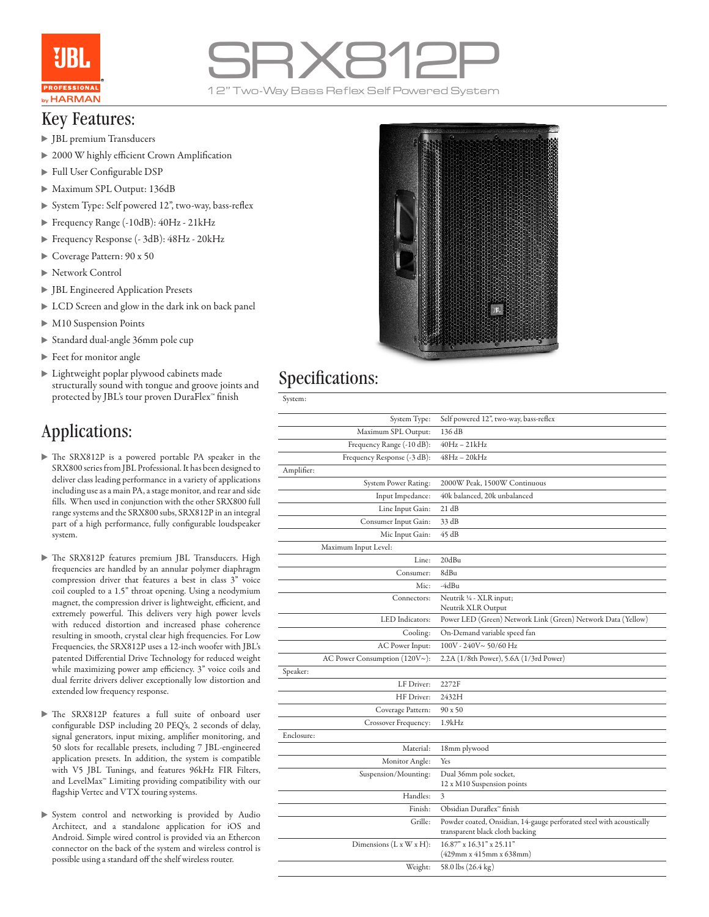# SRX812P

12" Two-Way Bass Reflex Self Powered System

## Key Features:

- JBL premium Transducers
- 2000 W highly efficient Crown Amplification
- Full User Configurable DSP
- Maximum SPL Output: 136dB
- System Type: Self powered 12", two-way, bass-reflex
- Frequency Range (-10dB): 40Hz - 21kHz
- Frequency Response (- 3dB): 48Hz - 20kHz
- Coverage Pattern: 90 x 50
- Network Control
- JBL Engineered Application Presets
- LCD Screen and glow in the dark ink on back panel
- M10 Suspension Points
- Standard dual-angle 36mm pole cup
- Feet for monitor angle
- Lightweight poplar plywood cabinets made structurally sound with tongue and groove joints and protected by JBL's tour proven DuraFlex™ finish

## Applications:

- The SRX812P is a powered portable PA speaker in the SRX800 series from JBL Professional. It has been designed to deliver class leading performance in a variety of applications including use as a main PA, a stage monitor, and rear and side fills. When used in conjunction with the other SRX800 full range systems and the SRX800 subs, SRX812P in an integral part of a high performance, fully configurable loudspeaker system.

- The SRX812P features premium JBL Transducers. High frequencies are handled by an annular polymer diaphragm compression driver that features a best in class 3" voice coil coupled to a 1.5" throat opening. Using a neodymium magnet, the compression driver is lightweight, efficient, and extremely powerful. This delivers very high power levels with reduced distortion and increased phase coherence resulting in smooth, crystal clear high frequencies. For Low Frequencies, the SRX812P uses a 12-inch woofer with JBL's patented Differential Drive Technology for reduced weight while maximizing power amp efficiency. 3" voice coils and dual ferrite drivers deliver exceptionally low distortion and extended low frequency response.

- The SRX812P features a full suite of onboard user configurable DSP including 20 PEQ's, 2 seconds of delay, signal generators, input mixing, amplifier monitoring, and 50 slots for recallable presets, including 7 JBL-engineered application presets. In addition, the system is compatible with V5 JBL Tunings, and features 96kHz FIR Filters, and LevelMax™ Limiting providing compatibility with our flagship Vertec and VTX touring systems.

- System control and networking is provided by Audio Architect, and a standalone application for iOS and Android. Simple wired control is provided via an Ethercon connector on the back of the system and wireless control is possible using a standard off the shelf wireless router.

## Specifications:

| | |
|---|---|
| **System:** | |
| System Type: | Self powered 12", two-way, bass-reflex |
| Maximum SPL Output: | 136 dB |
| Frequency Range (-10 dB): | 40Hz – 21kHz |
| Frequency Response (-3 dB): | 48Hz – 20kHz |
| **Amplifier:** | |
| System Power Rating: | 2000W Peak, 1500W Continuous |
| Input Impedance: | 40k balanced, 20k unbalanced |
| Line Input Gain: | 21 dB |
| Consumer Input Gain: | 33 dB |
| Mic Input Gain: | 45 dB |
| Maximum Input Level: | |
| Line: | 20dBu |
| Consumer: | 8dBu |
| Mic: | -4dBu |
| Connectors: | Neutrik ¼ - XLR input; Neutrik XLR Output |
| LED Indicators: | Power LED (Green) Network Link (Green) Network Data (Yellow) |
| Cooling: | On-Demand variable speed fan |
| AC Power Input: | 100V - 240V~ 50/60 Hz |
| AC Power Consumption (120V~): | 2.2A (1/8th Power), 5.6A (1/3rd Power) |
| **Speaker:** | |
| LF Driver: | 2272F |
| HF Driver: | 2432H |
| Coverage Pattern: | 90 x 50 |
| Crossover Frequency: | 1.9kHz |
| **Enclosure:** | |
| Material: | 18mm plywood |
| Monitor Angle: | Yes |
| Suspension/Mounting: | Dual 36mm pole socket, 12 x M10 Suspension points |
| Handles: | 3 |
| Finish: | Obsidian Duraflex™ finish |
| Grille: | Powder coated, Onsidian, 14-gauge perforated steel with acoustically transparent black cloth backing |
| Dimensions (L x W x H): | 16.87" x 16.31" x 25.11" (429mm x 415mm x 638mm) |
| Weight: | 58.0 lbs (26.4 kg) |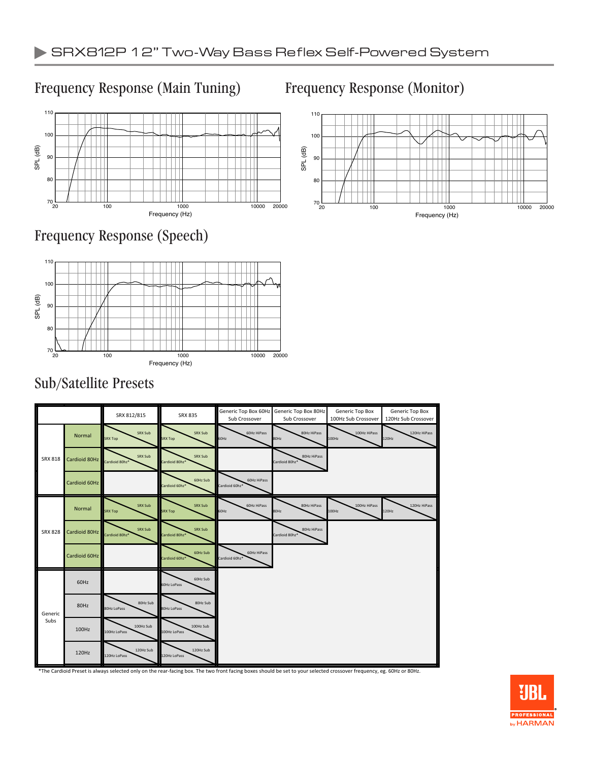# SRX812P 12" Two-Way Bass Reflex Self-Powered System

## Frequency Response (Main Tuning)

## Frequency Response (Monitor)

## Frequency Response (Speech)

## Sub/Satellite Presets

| | | SRX 812/815 | SRX 835 | Generic Top Box 60Hz Sub Crossover | Generic Top Box 80Hz Sub Crossover | Generic Top Box 100Hz Sub Crossover | Generic Top Box 120Hz Sub Crossover |
|---|---|---|---|---|---|---|---|
| SRX 818 | Normal | SRX Sub / SRX Top | SRX Sub / SRX Top | 60Hz HiPass / 60Hz | 80Hz HiPass / 80Hz | 100Hz HiPass / 100Hz | 120Hz HiPass / 120Hz |
| | Cardioid 80Hz | SRX Sub / Cardioid 80hz* | SRX Sub / Cardioid 80hz* | | 80Hz HiPass / Cardioid 80hz* | | |
| | Cardioid 60Hz | | 60Hz Sub / Cardioid 60hz* | 60Hz HiPass / Cardioid 60hz* | | | |
| SRX 828 | Normal | SRX Sub / SRX Top | SRX Sub / SRX Top | 60Hz HiPass / 60Hz | 80Hz HiPass / 80Hz | 100Hz HiPass / 100Hz | 120Hz HiPass / 120Hz |
| | Cardioid 80Hz | SRX Sub / Cardioid 80hz* | SRX Sub / Cardioid 80hz* | | 80Hz HiPass / Cardioid 80hz* | | |
| | Cardioid 60Hz | | 60Hz Sub / Cardioid 60hz* | 60Hz HiPass / Cardioid 60hz* | | | |
| Generic Subs | 60Hz | | 60Hz Sub / 60Hz LoPass | | | | |
| | 80Hz | 80Hz Sub / 80Hz LoPass | 80Hz Sub / 80Hz LoPass | | | | |
| | 100Hz | 100Hz Sub / 100Hz LoPass | 100Hz Sub / 100Hz LoPass | | | | |
| | 120Hz | 120Hz Sub / 120Hz LoPass | 120Hz Sub / 120Hz LoPass | | | | |

*The Cardioid Preset is always selected only on the rear-facing box. The two front facing boxes should be set to your selected crossover frequency, eg. 60Hz or 80Hz.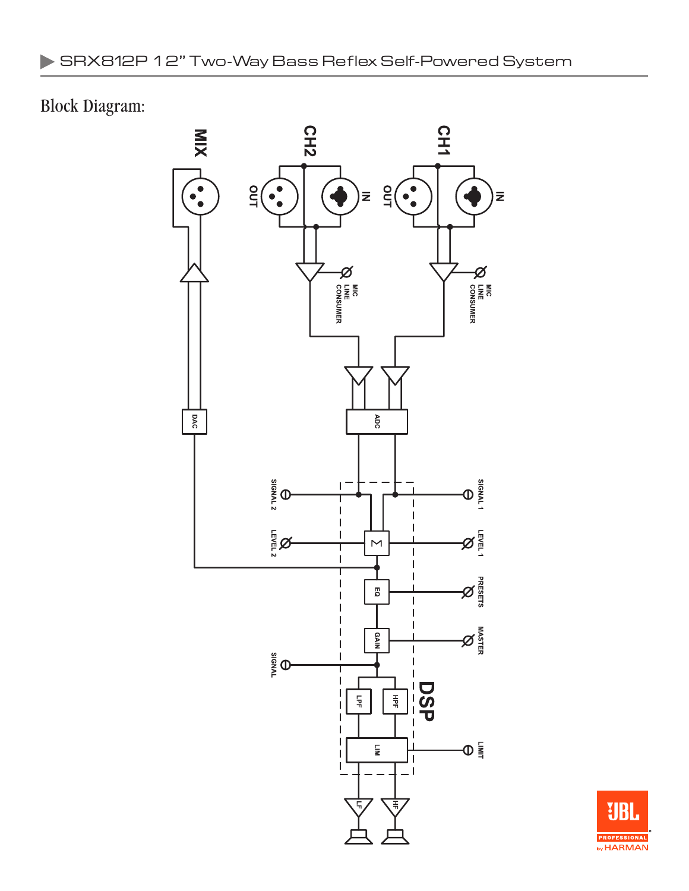## Block Diagram:

MIX

CH2

OUT

IN

CH1

OUT

IN

MIC
LINE
CONSUMER

MIC
LINE
CONSUMER

DAC

ADC

SIGNAL 2

SIGNAL 1

LEVEL 2

LEVEL 1

Σ

EQ

PRESETS

GAIN

MASTER

SIGNAL

DSP

LPF

HPF

LIM

LIMIT

LF

HF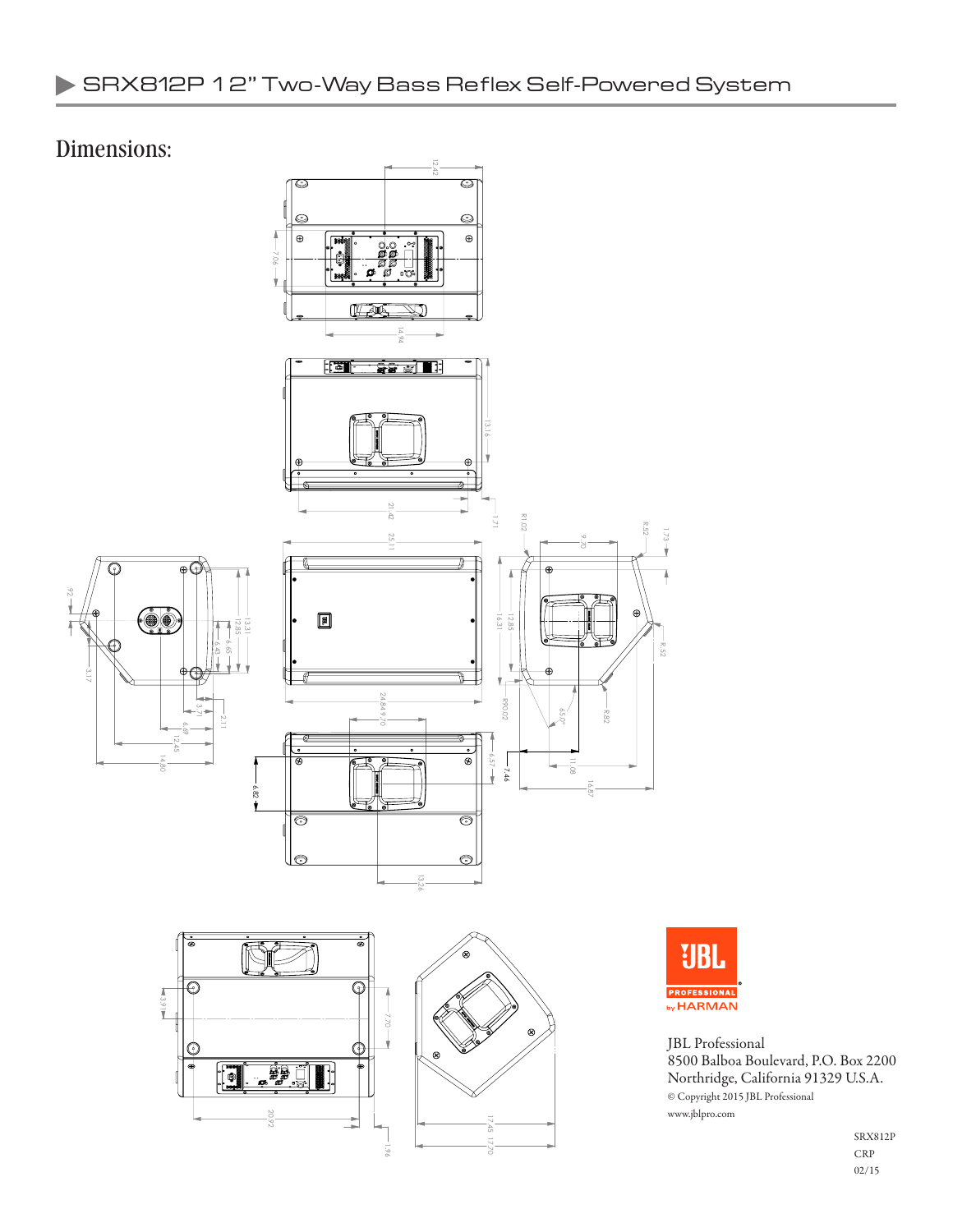# SRX812P 12" Two-Way Bass Reflex Self-Powered System

## Dimensions:

12.42
7.06
14.94
13.16
21.42
1.71
R1.02
R.52
1.73
25.11
9.70
.92
13.31
12.85
6.43
6.65
3.17
3.71
2.11
6.69
12.45
14.80
16.31
12.85
R.52
24.84
9.70
R90.02
65.0°
R.82
6.57
7.46
11.08
16.87
6.82
13.26
3.91
7.70
20.92
1.96
17.45
17.70

JBL PROFESSIONAL by HARMAN

JBL Professional
8500 Balboa Boulevard, P.O. Box 2200
Northridge, California 91329 U.S.A.
© Copyright 2015 JBL Professional
www.jblpro.com

SRX812P
CRP
02/15